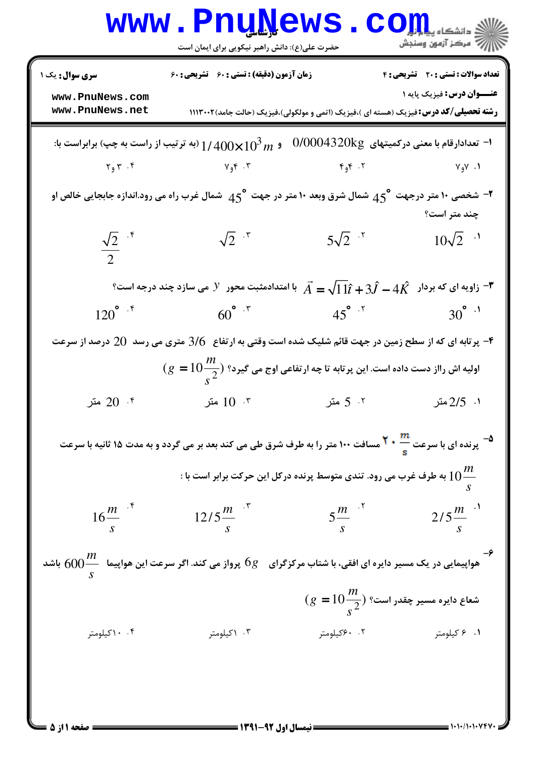کارشناسی

حضرت علی(ع): دانش راهبر نیکویی برای ایمان است

**سری سوال:** یک ۱

**زمان آزمون (دقیقه) : تستی :** ۶۰ **تشریحی :** ۶۰

**تعداد سوالات : تستی :** ۲۰ **تشریحی :** ۴

**عنـــوان درس:** فیزیک پایه ۱

**رشته تحصیلی/کد درس:** فیزیک (هسته ای )،فیزیک (اتمی و مولکولی)،فیزیک (حالت جامد)۱۱۱۳۰۰۲

---

۱- تعدادارقام با معنی درکمیتهای $0/0004320\text{kg}$ و $1/400\times10^3 m$ (به ترتیب از راست به چپ) برابراست با:

۱. ۷و۷ ۲. ۴و۴ ۳. ۷و۴ ۴. ۳ و۲

۲- شخصی ۱۰ متر درجهت $45^\circ$ شمال شرق وبعد ۱۰ متر در جهت $45^\circ$ شمال غرب راه می رود.اندازه جابجایی خالص او چند متر است؟

۱. $10\sqrt{2}$ ۲. $5\sqrt{2}$ ۳. $\sqrt{2}$ ۴. $\frac{\sqrt{2}}{2}$

۳- زاویه ای که بردار $\vec{A}=\sqrt{11}\hat{\imath}+3\hat{J}-4\hat{K}$ با امتدادمثبت محور $y$ می سازد چند درجه است؟

۱. $30^\circ$ ۲. $45^\circ$ ۳. $60^\circ$ ۴. $120^\circ$

۴- پرتابه ای که از سطح زمین در جهت قائم شلیک شده است وقتی به ارتفاع $3/6$ متری می رسد $20$ درصد از سرعت اولیه اش راâز دست داده است. این پرتابه تا چه ارتفاعی اوج می گیرد؟ $(g=10\frac{m}{s^2})$

۱. $2/5$متر ۲. $5$ متر ۳. $10$ متر ۴. $20$ متر

۵- پرنده ای با سرعت $20\frac{m}{s}$ مسافت ۱۰۰ متر را به طرف شرق طی می کند بعد بر می گردد و به مدت ۱۵ ثانیه با سرعت $10\frac{m}{s}$ به طرف غرب می رود. تندی متوسط پرنده درکل این حرکت برابر است با :

۱. $2/5\frac{m}{s}$ ۲. $5\frac{m}{s}$ ۳. $12/5\frac{m}{s}$ ۴. $16\frac{m}{s}$

۶- هواپیمایی در یک مسیر دایره ای افقی، با شتاب مرکزگرای $6g$ پرواز می کند. اگر سرعت این هواپیما $600\frac{m}{s}$ باشد شعاع دایره مسیر چقدر است؟ $(g=10\frac{m}{s^2})$

۱. ۶ کیلومتر ۲. ۶۰کیلومتر ۳. ۱کیلومتر ۴. ۱۰کیلومتر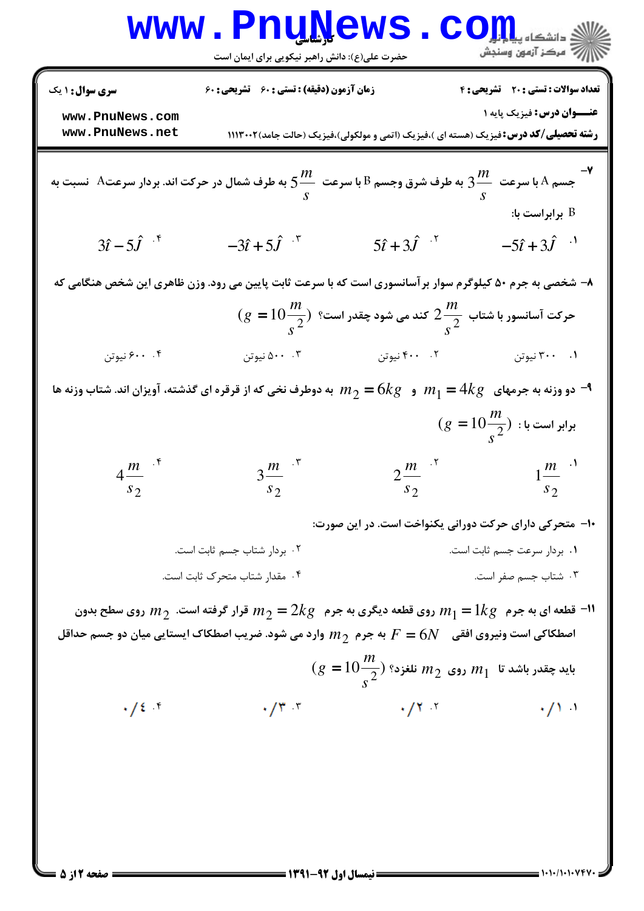**سری سوال:** ۱ یک

**زمان آزمون (دقیقه) : تستی :** ۶۰ **تشریحی :** ۶۰

**تعداد سوالات : تستی :** ۲۰ **تشریحی :** ۴

**عنـــوان درس:** فیزیک پایه ۱

**رشته تحصیلی/کد درس:** فیزیک (هسته ای )،فیزیک (اتمی و مولکولی)،فیزیک (حالت جامد)۱۱۱۳۰۰۲

---

۷- جسم A با سرعت $3\frac{m}{s}$ به طرف شرق وجسم B با سرعت $5\frac{m}{s}$ به طرف شمال در حرکت اند. بردار سرعتA نسبت به B برابراست با:

۱. $-5\hat{i}+3\hat{j}$

۲. $5\hat{i}+3\hat{j}$

۳. $-3\hat{i}+5\hat{j}$

۴. $3\hat{i}-5\hat{j}$

۸- شخصی به جرم ۵۰ کیلوگرم سوار برآسانسوری است که با سرعت ثابت پایین می رود. وزن ظاهری این شخص هنگامی که حرکت آسانسور با شتاب $2\frac{m}{s^2}$ کند می شود چقدر است؟ $(g=10\frac{m}{s^2})$

۱. ۳۰۰ نیوتن

۲. ۴۰۰ نیوتن

۳. ۵۰۰ نیوتن

۴. ۶۰۰ نیوتن

۹- دو وزنه به جرمهای $m_1=4kg$ و $m_2=6kg$ به دوطرف نخی که از قرقره ای گذشته، آویزان اند. شتاب وزنه ها برابر است با : $(g=10\frac{m}{s^2})$

۱. $1\frac{m}{s_2}$

۲. $2\frac{m}{s_2}$

۳. $3\frac{m}{s_2}$

۴. $4\frac{m}{s_2}$

۱۰- متحرکی دارای حرکت دورانی یکنواخت است. در این صورت:

۱. بردار سرعت جسم ثابت است.

۲. بردار شتاب جسم ثابت است.

۳. شتاب جسم صفر است.

۴. مقدار شتاب متحرک ثابت است.

۱۱- قطعه ای به جرم $m_1=1kg$ روی قطعه دیگری به جرم $m_2=2kg$ قرار گرفته است. $m_2$ روی سطح بدون اصطکاکی است ونیروی افقی $F=6N$ به جرم $m_2$ وارد می شود. ضریب اصطکاک ایستایی میان دو جسم حداقل باید چقدر باشد تا $m_1$ روی $m_2$ نلغزد؟ $(g=10\frac{m}{s^2})$

۱. ۰/۱

۲. ۰/۲

۳. ۰/۳

۴. ۰/۴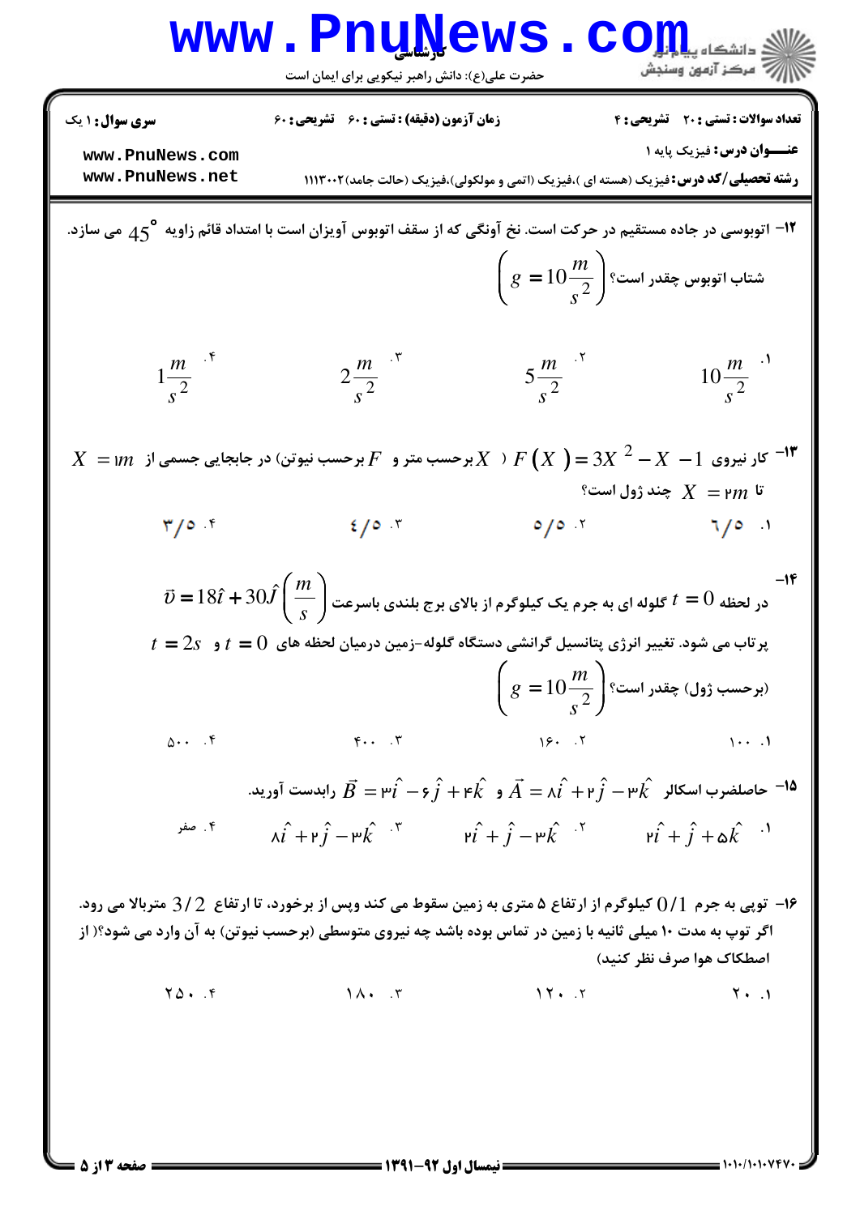۱۲- اتوبوسی در جاده مستقیم در حرکت است. نخ آونگی که از سقف اتوبوس آویزان است با امتداد قائم زاویه $45^\circ$ می سازد. شتاب اتوبوس چقدر است؟ $\left(g = 10\dfrac{m}{s^2}\right)$

۱. $10\dfrac{m}{s^2}$ ۲. $5\dfrac{m}{s^2}$ ۳. $2\dfrac{m}{s^2}$ ۴. $1\dfrac{m}{s^2}$

۱۳- کار نیروی $F(X) = 3X^2 - X - 1$ ( $X$ برحسب متر و $F$ برحسب نیوتن) در جابجایی جسمی از $X = 1m$ تا $X = 2m$ چند ژول است؟

۱. ۶/۵ ۲. ۵/۵ ۳. ۴/۵ ۴. ۳/۵

۱۴- در لحظه $t = 0$ گلوله ای به جرم یک کیلوگرم از بالای برج بلندی باسرعت $\vec{v} = 18\hat{i} + 30\hat{j}\left(\dfrac{m}{s}\right)$ پرتاب می شود. تغییر انرژی پتانسیل گرانشی دستگاه گلوله-زمین درمیان لحظه های $t = 0$ و $t = 2s$ (برحسب ژول) چقدر است؟ $\left(g = 10\dfrac{m}{s^2}\right)$

۱. ۱۰۰ ۲. ۱۶۰ ۳. ۴۰۰ ۴. ۵۰۰

۱۵- حاصلضرب اسکالر $\vec{A} = 8\hat{i} + 2\hat{j} - 3\hat{k}$ و $\vec{B} = 3\hat{i} - 6\hat{j} + 4\hat{k}$ رابدست آورید.

۱. $2\hat{i} + \hat{j} + 5\hat{k}$ ۲. $2\hat{i} + \hat{j} - 3\hat{k}$ ۳. $8\hat{i} + 2\hat{j} - 3\hat{k}$ ۴. صفر

۱۶- توپی به جرم $0/1$ کیلوگرم از ارتفاع ۵ متری به زمین سقوط می کند وپس از برخورد، تا ارتفاع $3/2$ متربالا می رود. اگر توپ به مدت ۱۰ میلی ثانیه با زمین در تماس بوده باشد چه نیروی متوسطی (برحسب نیوتن) به آن وارد می شود؟( از اصطکاک هوا صرف نظر کنید)

۱. ۲۰ ۲. ۱۲۰ ۳. ۱۸۰ ۴. ۲۵۰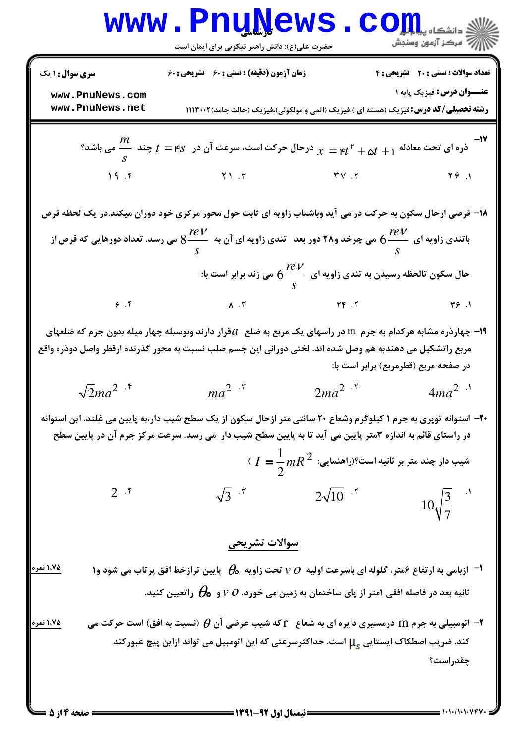۱۷- ذره ای تحت معادله $x = 4t^2 + 5t + 1$ درحال حرکت است، سرعت آن در $t = 4s$ چند $\frac{m}{s}$ می باشد؟

۱. ۲۶ &nbsp;&nbsp;&nbsp; ۲. ۳۷ &nbsp;&nbsp;&nbsp; ۳. ۲۱ &nbsp;&nbsp;&nbsp; ۴. ۱۹

۱۸- قرصی ازحال سکون به حرکت در می آید وباشتاب زاویه ای ثابت حول محور مرکزی خود دوران میکند.در یک لحظه قرص باتندی زاویه ای $6\frac{rev}{s}$ می چرخد و۲۸ دور بعد تندی زاویه ای آن به $8\frac{rev}{s}$ می رسد. تعداد دورهایی که قرص از حال سکون تالحظه رسیدن به تندی زاویه ای $6\frac{rev}{s}$ می زند برابر است با:

۱. ۳۶ &nbsp;&nbsp;&nbsp; ۲. ۲۴ &nbsp;&nbsp;&nbsp; ۳. ۸ &nbsp;&nbsp;&nbsp; ۴. ۶

۱۹- چهارذره مشابه هرکدام به جرم m در راسهای یک مربع به ضلع $a$ قرار دارند وبوسیله چهار میله بدون جرم که ضلعهای مربع راتشکیل می دهندبه هم وصل شده اند. لختی دورانی این جسم صلب نسبت به محور گذرنده ازقطر واصل دوذره واقع در صفحه مربع (قطرمربع) برابر است با:

۱. $4ma^2$ &nbsp;&nbsp;&nbsp; ۲. $2ma^2$ &nbsp;&nbsp;&nbsp; ۳. $ma^2$ &nbsp;&nbsp;&nbsp; ۴. $\sqrt{2}ma^2$

۲۰- استوانه توپری به جرم ۱ کیلوگرم وشعاع ۲۰ سانتی متر ازحال سکون از یک سطح شیب دار،به پایین می غلتد. این استوانه در راستای قائم به اندازه ۳متر پایین می آید تا به پایین سطح شیب دار می رسد. سرعت مرکز جرم آن در پایین سطح شیب دار چند متر بر ثانیه است؟(راهنمایی: $I = \frac{1}{2}mR^2$ )

۱. $10\sqrt{\frac{3}{7}}$ &nbsp;&nbsp;&nbsp; ۲. $2\sqrt{10}$ &nbsp;&nbsp;&nbsp; ۳. $\sqrt{3}$ &nbsp;&nbsp;&nbsp; ۴. $2$

## سوالات تشریحی

۱- ازبامی به ارتفاع ۶متر، گلوله ای باسرعت اولیه $v_0$ تحت زاویه $\theta_0$ پایین ترازخط افق پرتاب می شود و۱ ثانیه بعد در فاصله افقی ۱متر از پای ساختمان به زمین می خورد. $v_0$ و $\theta_0$ راتعیین کنید. (۱،۷۵ نمره)

۲- اتومبیلی به جرم m درمسیری دایره ای به شعاع r که شیب عرضی آن $\theta$ (نسبت به افق) است حرکت می کند. ضریب اصطکاک ایستایی $\mu_s$ است. حداکثرسرعتی که این اتومبیل می تواند ازاین پیچ عبورکند چقدراست؟ (۱،۷۵ نمره)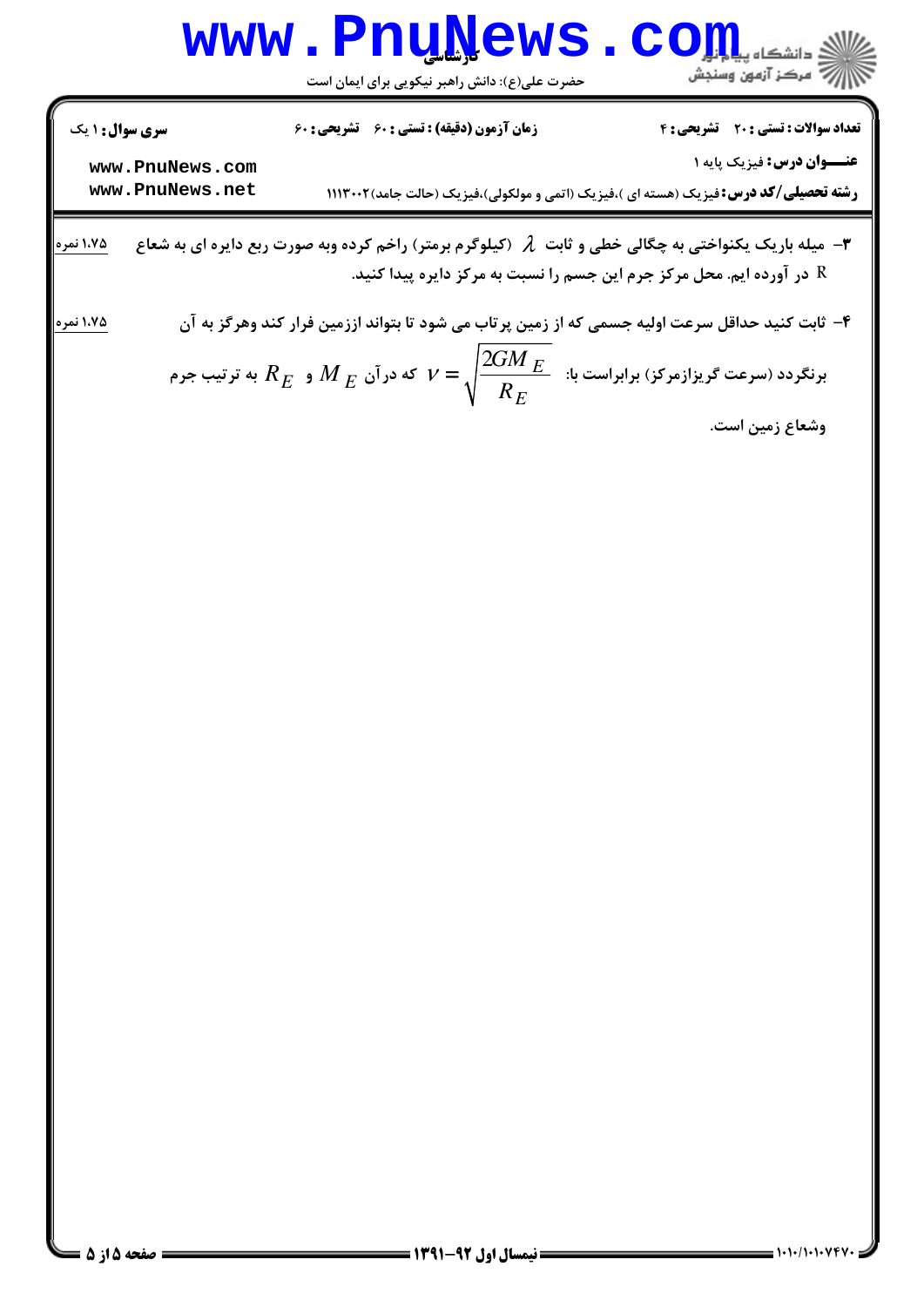**سری سوال:** ۱ یک | **زمان آزمون (دقیقه) : تستی :** ۶۰ **تشریحی :** ۶۰ | **تعداد سوالات : تستی :** ۲۰ **تشریحی :** ۴

**عنـــوان درس:** فیزیک پایه ۱

**رشته تحصیلی/کد درس:** فیزیک (هسته ای )،فیزیک (اتمی و مولکولی)،فیزیک (حالت جامد)۱۱۱۳۰۰۲

۳– میله باریک یکنواختی به چگالی خطی و ثابت $\lambda$ (کیلوگرم برمتر) راخم کرده وبه صورت ربع دایره ای به شعاع R در آورده ایم. محل مرکز جرم این جسم را نسبت به مرکز دایره پیدا کنید. (۱.۷۵ نمره)

۴– ثابت کنید حداقل سرعت اولیه جسمی که از زمین پرتاب می شود تا بتواند اززمین فرار کند وهرگز به آن برنگردد (سرعت گریزازمرکز) برابراست با: $v = \sqrt{\dfrac{2GM_E}{R_E}}$ که درآن $M_E$ و $R_E$ به ترتیب جرم وشعاع زمین است. (۱.۷۵ نمره)